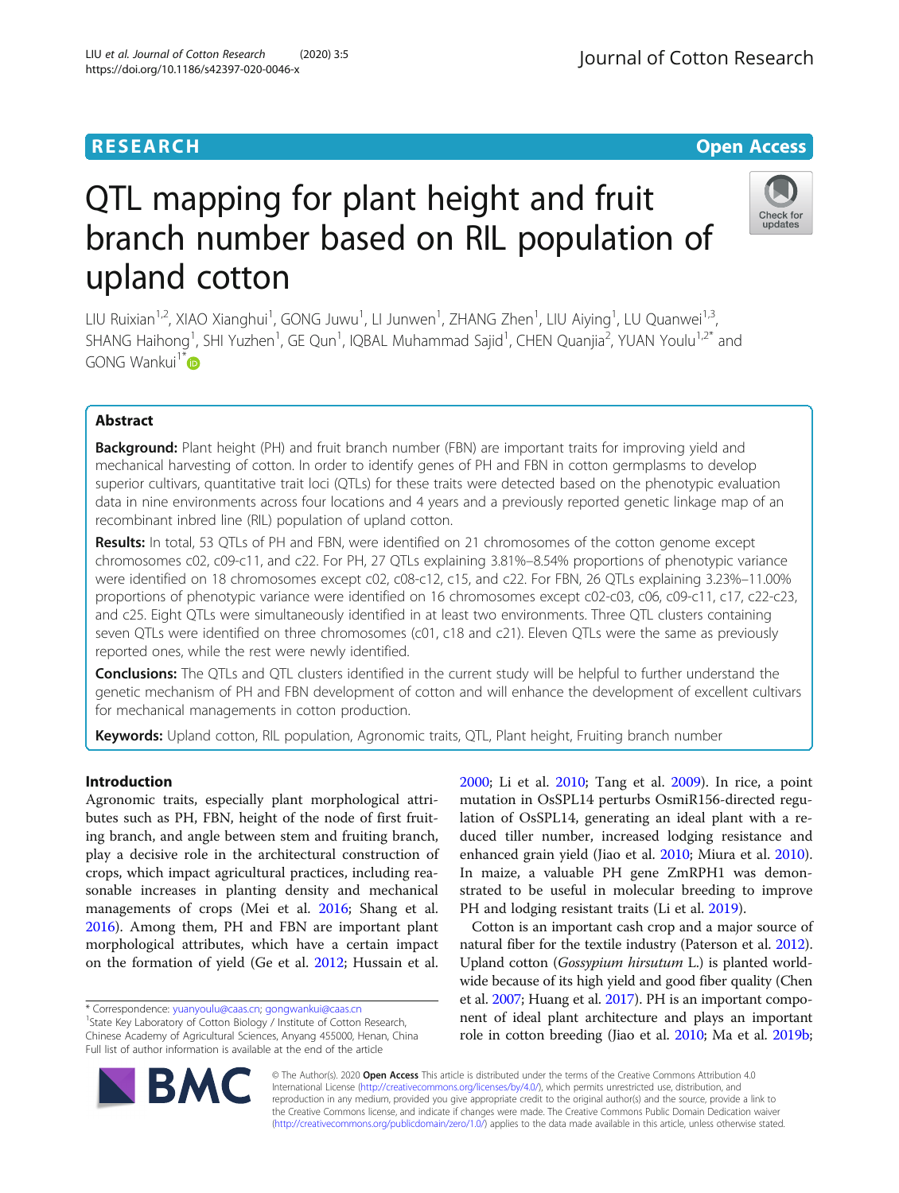RESEARCH

Open Access

# QTL mapping for plant height and fruit branch number based on RIL population of upland cotton

LIU Ruixian[1,2], XIAO Xianghui[1], GONG Juwu[1], LI Junwen[1], ZHANG Zhen[1], LIU Aiying[1], LU Quanwei[1,3], SHANG Haihong[1], SHI Yuzhen[1], GE Qun[1], IQBAL Muhammad Sajid[1], CHEN Quanjia[2], YUAN Youlu[1,2*] and GONG Wankui[1*]

## Abstract

**Background:** Plant height (PH) and fruit branch number (FBN) are important traits for improving yield and mechanical harvesting of cotton. In order to identify genes of PH and FBN in cotton germplasms to develop superior cultivars, quantitative trait loci (QTLs) for these traits were detected based on the phenotypic evaluation data in nine environments across four locations and 4 years and a previously reported genetic linkage map of an recombinant inbred line (RIL) population of upland cotton.

**Results:** In total, 53 QTLs of PH and FBN, were identified on 21 chromosomes of the cotton genome except chromosomes c02, c09-c11, and c22. For PH, 27 QTLs explaining 3.81%–8.54% proportions of phenotypic variance were identified on 18 chromosomes except c02, c08-c12, c15, and c22. For FBN, 26 QTLs explaining 3.23%–11.00% proportions of phenotypic variance were identified on 16 chromosomes except c02-c03, c06, c09-c11, c17, c22-c23, and c25. Eight QTLs were simultaneously identified in at least two environments. Three QTL clusters containing seven QTLs were identified on three chromosomes (c01, c18 and c21). Eleven QTLs were the same as previously reported ones, while the rest were newly identified.

**Conclusions:** The QTLs and QTL clusters identified in the current study will be helpful to further understand the genetic mechanism of PH and FBN development of cotton and will enhance the development of excellent cultivars for mechanical managements in cotton production.

**Keywords:** Upland cotton, RIL population, Agronomic traits, QTL, Plant height, Fruiting branch number

## Introduction

Agronomic traits, especially plant morphological attributes such as PH, FBN, height of the node of first fruiting branch, and angle between stem and fruiting branch, play a decisive role in the architectural construction of crops, which impact agricultural practices, including reasonable increases in planting density and mechanical managements of crops (Mei et al. 2016; Shang et al. 2016). Among them, PH and FBN are important plant morphological attributes, which have a certain impact on the formation of yield (Ge et al. 2012; Hussain et al. 2000; Li et al. 2010; Tang et al. 2009). In rice, a point mutation in OsSPL14 perturbs OsmiR156-directed regulation of OsSPL14, generating an ideal plant with a reduced tiller number, increased lodging resistance and enhanced grain yield (Jiao et al. 2010; Miura et al. 2010). In maize, a valuable PH gene ZmRPH1 was demonstrated to be useful in molecular breeding to improve PH and lodging resistant traits (Li et al. 2019).

Cotton is an important cash crop and a major source of natural fiber for the textile industry (Paterson et al. 2012). Upland cotton (*Gossypium hirsutum* L.) is planted worldwide because of its high yield and good fiber quality (Chen et al. 2007; Huang et al. 2017). PH is an important component of ideal plant architecture and plays an important role in cotton breeding (Jiao et al. 2010; Ma et al. 2019b;

\* Correspondence: yuanyoulu@caas.cn; gongwankui@caas.cn
[1]State Key Laboratory of Cotton Biology / Institute of Cotton Research, Chinese Academy of Agricultural Sciences, Anyang 455000, Henan, China
Full list of author information is available at the end of the article

© The Author(s). 2020 **Open Access** This article is distributed under the terms of the Creative Commons Attribution 4.0 International License (http://creativecommons.org/licenses/by/4.0/), which permits unrestricted use, distribution, and reproduction in any medium, provided you give appropriate credit to the original author(s) and the source, provide a link to the Creative Commons license, and indicate if changes were made. The Creative Commons Public Domain Dedication waiver (http://creativecommons.org/publicdomain/zero/1.0/) applies to the data made available in this article, unless otherwise stated.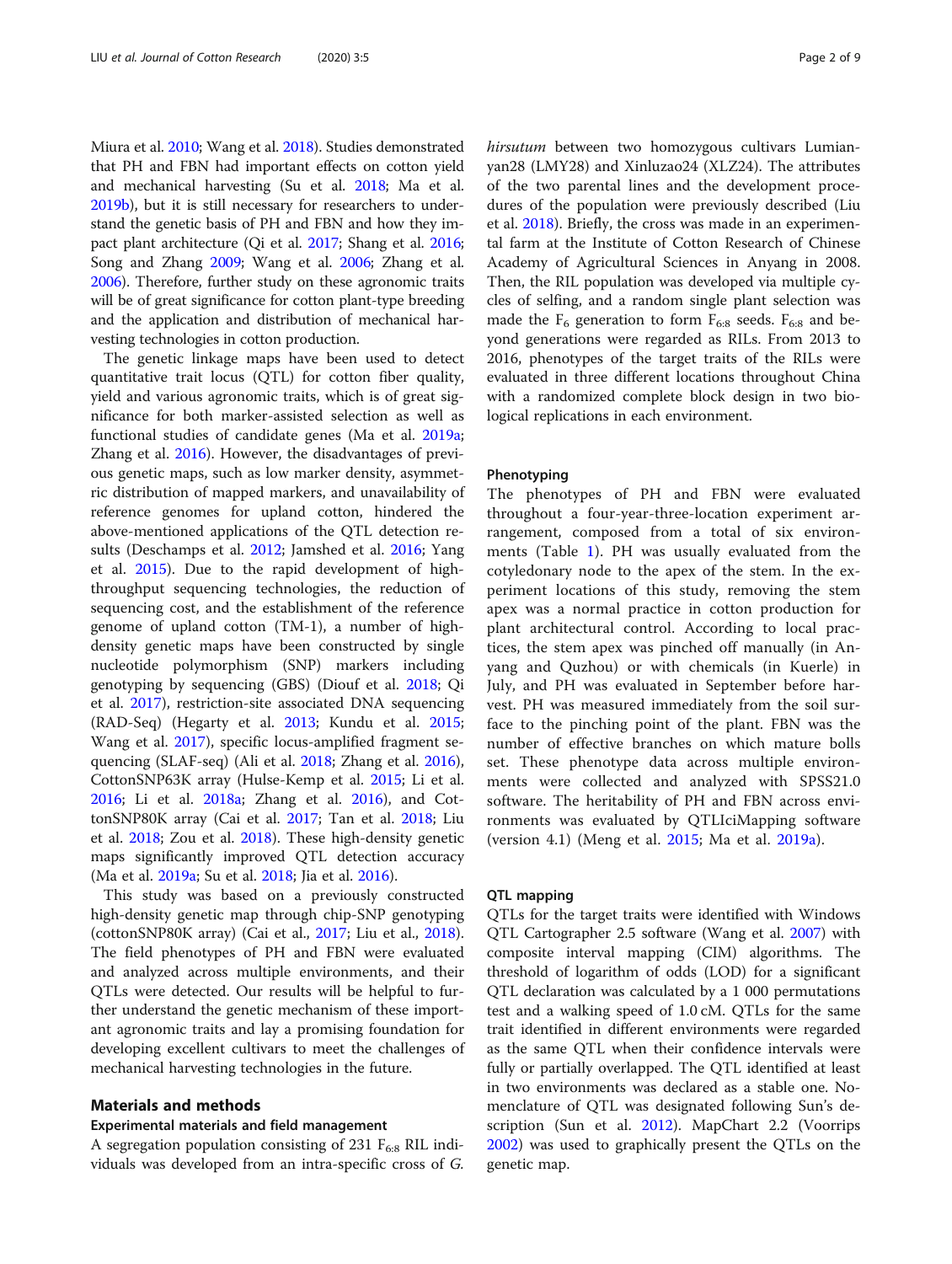Miura et al. 2010; Wang et al. 2018). Studies demonstrated that PH and FBN had important effects on cotton yield and mechanical harvesting (Su et al. 2018; Ma et al. 2019b), but it is still necessary for researchers to understand the genetic basis of PH and FBN and how they impact plant architecture (Qi et al. 2017; Shang et al. 2016; Song and Zhang 2009; Wang et al. 2006; Zhang et al. 2006). Therefore, further study on these agronomic traits will be of great significance for cotton plant-type breeding and the application and distribution of mechanical harvesting technologies in cotton production.

The genetic linkage maps have been used to detect quantitative trait locus (QTL) for cotton fiber quality, yield and various agronomic traits, which is of great significance for both marker-assisted selection as well as functional studies of candidate genes (Ma et al. 2019a; Zhang et al. 2016). However, the disadvantages of previous genetic maps, such as low marker density, asymmetric distribution of mapped markers, and unavailability of reference genomes for upland cotton, hindered the above-mentioned applications of the QTL detection results (Deschamps et al. 2012; Jamshed et al. 2016; Yang et al. 2015). Due to the rapid development of high-throughput sequencing technologies, the reduction of sequencing cost, and the establishment of the reference genome of upland cotton (TM-1), a number of high-density genetic maps have been constructed by single nucleotide polymorphism (SNP) markers including genotyping by sequencing (GBS) (Diouf et al. 2018; Qi et al. 2017), restriction-site associated DNA sequencing (RAD-Seq) (Hegarty et al. 2013; Kundu et al. 2015; Wang et al. 2017), specific locus-amplified fragment sequencing (SLAF-seq) (Ali et al. 2018; Zhang et al. 2016), CottonSNP63K array (Hulse-Kemp et al. 2015; Li et al. 2016; Li et al. 2018a; Zhang et al. 2016), and CottonSNP80K array (Cai et al. 2017; Tan et al. 2018; Liu et al. 2018; Zou et al. 2018). These high-density genetic maps significantly improved QTL detection accuracy (Ma et al. 2019a; Su et al. 2018; Jia et al. 2016).

This study was based on a previously constructed high-density genetic map through chip-SNP genotyping (cottonSNP80K array) (Cai et al., 2017; Liu et al., 2018). The field phenotypes of PH and FBN were evaluated and analyzed across multiple environments, and their QTLs were detected. Our results will be helpful to further understand the genetic mechanism of these important agronomic traits and lay a promising foundation for developing excellent cultivars to meet the challenges of mechanical harvesting technologies in the future.

## Materials and methods

### Experimental materials and field management

A segregation population consisting of 231 $F_{6:8}$ RIL individuals was developed from an intra-specific cross of *G. hirsutum* between two homozygous cultivars Lumianyan28 (LMY28) and Xinluzao24 (XLZ24). The attributes of the two parental lines and the development procedures of the population were previously described (Liu et al. 2018). Briefly, the cross was made in an experimental farm at the Institute of Cotton Research of Chinese Academy of Agricultural Sciences in Anyang in 2008. Then, the RIL population was developed via multiple cycles of selfing, and a random single plant selection was made the $F_6$ generation to form $F_{6:8}$ seeds. $F_{6:8}$ and beyond generations were regarded as RILs. From 2013 to 2016, phenotypes of the target traits of the RILs were evaluated in three different locations throughout China with a randomized complete block design in two biological replications in each environment.

### Phenotyping

The phenotypes of PH and FBN were evaluated throughout a four-year-three-location experiment arrangement, composed from a total of six environments (Table 1). PH was usually evaluated from the cotyledonary node to the apex of the stem. In the experiment locations of this study, removing the stem apex was a normal practice in cotton production for plant architectural control. According to local practices, the stem apex was pinched off manually (in Anyang and Quzhou) or with chemicals (in Kuerle) in July, and PH was evaluated in September before harvest. PH was measured immediately from the soil surface to the pinching point of the plant. FBN was the number of effective branches on which mature bolls set. These phenotype data across multiple environments were collected and analyzed with SPSS21.0 software. The heritability of PH and FBN across environments was evaluated by QTLIciMapping software (version 4.1) (Meng et al. 2015; Ma et al. 2019a).

### QTL mapping

QTLs for the target traits were identified with Windows QTL Cartographer 2.5 software (Wang et al. 2007) with composite interval mapping (CIM) algorithms. The threshold of logarithm of odds (LOD) for a significant QTL declaration was calculated by a 1 000 permutations test and a walking speed of 1.0 cM. QTLs for the same trait identified in different environments were regarded as the same QTL when their confidence intervals were fully or partially overlapped. The QTL identified at least in two environments was declared as a stable one. Nomenclature of QTL was designated following Sun's description (Sun et al. 2012). MapChart 2.2 (Voorrips 2002) was used to graphically present the QTLs on the genetic map.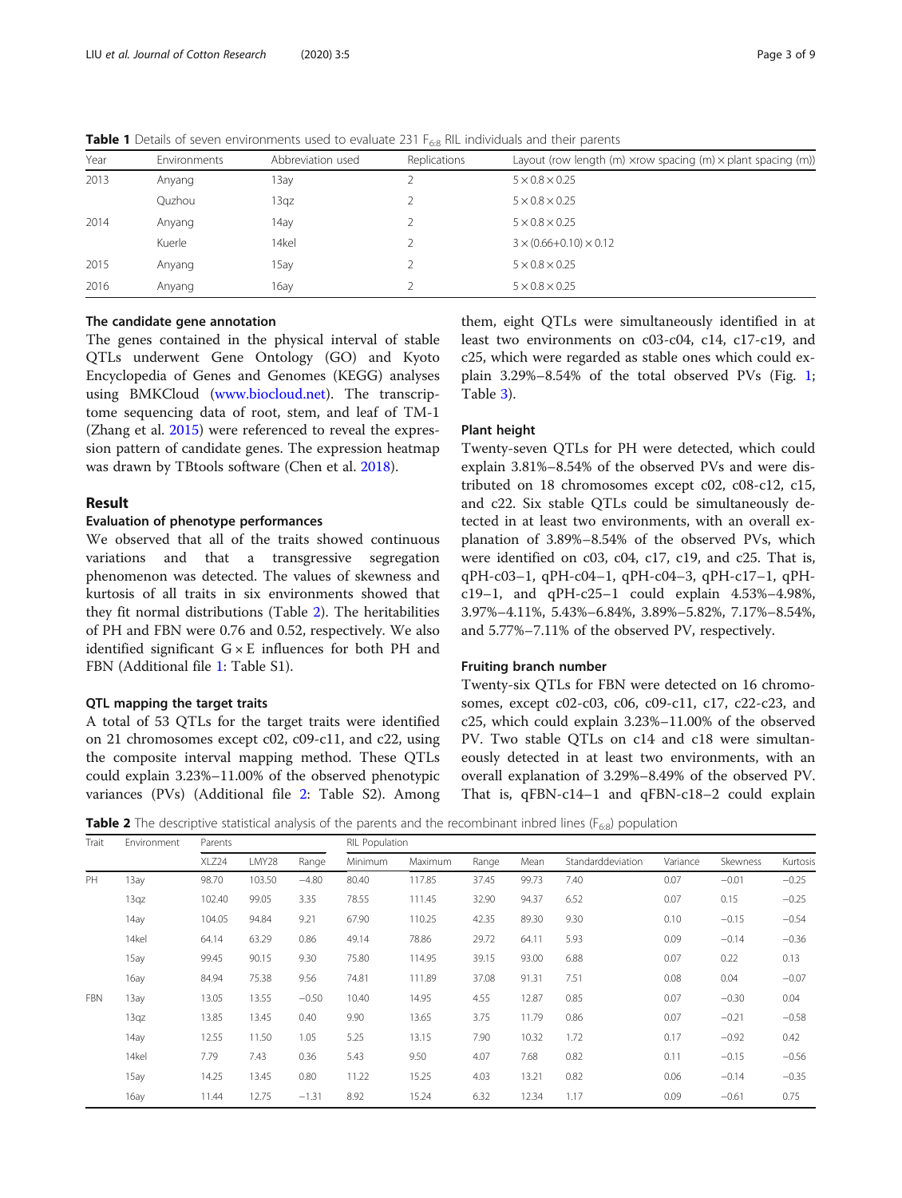**Table 1** Details of seven environments used to evaluate 231 $F_{6:8}$ RIL individuals and their parents

| Year | Environments | Abbreviation used | Replications | Layout (row length (m) ×row spacing (m) × plant spacing (m)) |
|---|---|---|---|---|
| 2013 | Anyang | 13ay | 2 | 5 × 0.8 × 0.25 |
| | Quzhou | 13qz | 2 | 5 × 0.8 × 0.25 |
| 2014 | Anyang | 14ay | 2 | 5 × 0.8 × 0.25 |
| | Kuerle | 14kel | 2 | 3 × (0.66+0.10) × 0.12 |
| 2015 | Anyang | 15ay | 2 | 5 × 0.8 × 0.25 |
| 2016 | Anyang | 16ay | 2 | 5 × 0.8 × 0.25 |

### The candidate gene annotation

The genes contained in the physical interval of stable QTLs underwent Gene Ontology (GO) and Kyoto Encyclopedia of Genes and Genomes (KEGG) analyses using BMKCloud (www.biocloud.net). The transcriptome sequencing data of root, stem, and leaf of TM-1 (Zhang et al. 2015) were referenced to reveal the expression pattern of candidate genes. The expression heatmap was drawn by TBtools software (Chen et al. 2018).

## Result

### Evaluation of phenotype performances

We observed that all of the traits showed continuous variations and that a transgressive segregation phenomenon was detected. The values of skewness and kurtosis of all traits in six environments showed that they fit normal distributions (Table 2). The heritabilities of PH and FBN were 0.76 and 0.52, respectively. We also identified significant G × E influences for both PH and FBN (Additional file 1: Table S1).

### QTL mapping the target traits

A total of 53 QTLs for the target traits were identified on 21 chromosomes except c02, c09-c11, and c22, using the composite interval mapping method. These QTLs could explain 3.23%–11.00% of the observed phenotypic variances (PVs) (Additional file 2: Table S2). Among them, eight QTLs were simultaneously identified in at least two environments on c03-c04, c14, c17-c19, and c25, which were regarded as stable ones which could explain 3.29%–8.54% of the total observed PVs (Fig. 1; Table 3).

### Plant height

Twenty-seven QTLs for PH were detected, which could explain 3.81%–8.54% of the observed PVs and were distributed on 18 chromosomes except c02, c08-c12, c15, and c22. Six stable QTLs could be simultaneously detected in at least two environments, with an overall explanation of 3.89%–8.54% of the observed PVs, which were identified on c03, c04, c17, c19, and c25. That is, qPH-c03–1, qPH-c04–1, qPH-c04–3, qPH-c17–1, qPH-c19–1, and qPH-c25–1 could explain 4.53%–4.98%, 3.97%–4.11%, 5.43%–6.84%, 3.89%–5.82%, 7.17%–8.54%, and 5.77%–7.11% of the observed PV, respectively.

### Fruiting branch number

Twenty-six QTLs for FBN were detected on 16 chromosomes, except c02-c03, c06, c09-c11, c17, c22-c23, and c25, which could explain 3.23%–11.00% of the observed PV. Two stable QTLs on c14 and c18 were simultaneously detected in at least two environments, with an overall explanation of 3.29%–8.49% of the observed PV. That is, qFBN-c14–1 and qFBN-c18–2 could explain

**Table 2** The descriptive statistical analysis of the parents and the recombinant inbred lines ($F_{6:8}$) population

| Trait | Environment | Parents | | | RIL Population | | | | | | | |
|---|---|---|---|---|---|---|---|---|---|---|---|---|
| | | XLZ24 | LMY28 | Range | Minimum | Maximum | Range | Mean | Standarddeviation | Variance | Skewness | Kurtosis |
| PH | 13ay | 98.70 | 103.50 | −4.80 | 80.40 | 117.85 | 37.45 | 99.73 | 7.40 | 0.07 | −0.01 | −0.25 |
| | 13qz | 102.40 | 99.05 | 3.35 | 78.55 | 111.45 | 32.90 | 94.37 | 6.52 | 0.07 | 0.15 | −0.25 |
| | 14ay | 104.05 | 94.84 | 9.21 | 67.90 | 110.25 | 42.35 | 89.30 | 9.30 | 0.10 | −0.15 | −0.54 |
| | 14kel | 64.14 | 63.29 | 0.86 | 49.14 | 78.86 | 29.72 | 64.11 | 5.93 | 0.09 | −0.14 | −0.36 |
| | 15ay | 99.45 | 90.15 | 9.30 | 75.80 | 114.95 | 39.15 | 93.00 | 6.88 | 0.07 | 0.22 | 0.13 |
| | 16ay | 84.94 | 75.38 | 9.56 | 74.81 | 111.89 | 37.08 | 91.31 | 7.51 | 0.08 | 0.04 | −0.07 |
| FBN | 13ay | 13.05 | 13.55 | −0.50 | 10.40 | 14.95 | 4.55 | 12.87 | 0.85 | 0.07 | −0.30 | 0.04 |
| | 13qz | 13.85 | 13.45 | 0.40 | 9.90 | 13.65 | 3.75 | 11.79 | 0.86 | 0.07 | −0.21 | −0.58 |
| | 14ay | 12.55 | 11.50 | 1.05 | 5.25 | 13.15 | 7.90 | 10.32 | 1.72 | 0.17 | −0.92 | 0.42 |
| | 14kel | 7.79 | 7.43 | 0.36 | 5.43 | 9.50 | 4.07 | 7.68 | 0.82 | 0.11 | −0.15 | −0.56 |
| | 15ay | 14.25 | 13.45 | 0.80 | 11.22 | 15.25 | 4.03 | 13.21 | 0.82 | 0.06 | −0.14 | −0.35 |
| | 16ay | 11.44 | 12.75 | −1.31 | 8.92 | 15.24 | 6.32 | 12.34 | 1.17 | 0.09 | −0.61 | 0.75 |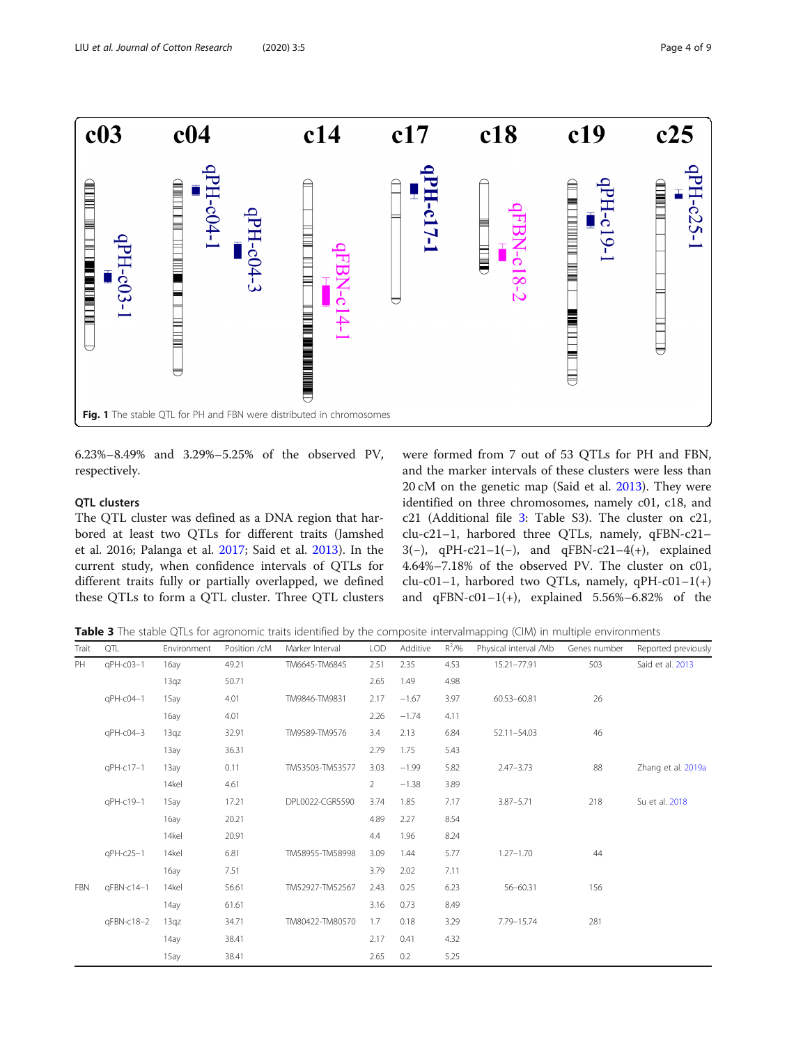**Fig. 1** The stable QTL for PH and FBN were distributed in chromosomes

6.23%–8.49% and 3.29%–5.25% of the observed PV, respectively.

### QTL clusters

The QTL cluster was defined as a DNA region that harbored at least two QTLs for different traits (Jamshed et al. 2016; Palanga et al. 2017; Said et al. 2013). In the current study, when confidence intervals of QTLs for different traits fully or partially overlapped, we defined these QTLs to form a QTL cluster. Three QTL clusters were formed from 7 out of 53 QTLs for PH and FBN, and the marker intervals of these clusters were less than 20 cM on the genetic map (Said et al. 2013). They were identified on three chromosomes, namely c01, c18, and c21 (Additional file 3: Table S3). The cluster on c21, clu-c21–1, harbored three QTLs, namely, qFBN-c21–3(−), qPH-c21–1(−), and qFBN-c21–4(+), explained 4.64%–7.18% of the observed PV. The cluster on c01, clu-c01–1, harbored two QTLs, namely, qPH-c01–1(+) and qFBN-c01–1(+), explained 5.56%–6.82% of the

**Table 3** The stable QTLs for agronomic traits identified by the composite intervalmapping (CIM) in multiple environments

| Trait | QTL | Environment | Position /cM | Marker Interval | LOD | Additive | $R^2$/% | Physical interval /Mb | Genes number | Reported previously |
|---|---|---|---|---|---|---|---|---|---|---|
| PH | qPH-c03–1 | 16ay | 49.21 | TM6645-TM6845 | 2.51 | 2.35 | 4.53 | 15.21–77.91 | 503 | Said et al. 2013 |
| | | 13qz | 50.71 | | 2.65 | 1.49 | 4.98 | | | |
| | qPH-c04–1 | 15ay | 4.01 | TM9846-TM9831 | 2.17 | −1.67 | 3.97 | 60.53–60.81 | 26 | |
| | | 16ay | 4.01 | | 2.26 | −1.74 | 4.11 | | | |
| | qPH-c04–3 | 13qz | 32.91 | TM9589-TM9576 | 3.4 | 2.13 | 6.84 | 52.11–54.03 | 46 | |
| | | 13ay | 36.31 | | 2.79 | 1.75 | 5.43 | | | |
| | qPH-c17–1 | 13ay | 0.11 | TM53503-TM53577 | 3.03 | −1.99 | 5.82 | 2.47–3.73 | 88 | Zhang et al. 2019a |
| | | 14kel | 4.61 | | 2 | −1.38 | 3.89 | | | |
| | qPH-c19–1 | 15ay | 17.21 | DPL0022-CGR5590 | 3.74 | 1.85 | 7.17 | 3.87–5.71 | 218 | Su et al. 2018 |
| | | 16ay | 20.21 | | 4.89 | 2.27 | 8.54 | | | |
| | | 14kel | 20.91 | | 4.4 | 1.96 | 8.24 | | | |
| | qPH-c25–1 | 14kel | 6.81 | TM58955-TM58998 | 3.09 | 1.44 | 5.77 | 1.27–1.70 | 44 | |
| | | 16ay | 7.51 | | 3.79 | 2.02 | 7.11 | | | |
| FBN | qFBN-c14–1 | 14kel | 56.61 | TM52927-TM52567 | 2.43 | 0.25 | 6.23 | 56–60.31 | 156 | |
| | | 14ay | 61.61 | | 3.16 | 0.73 | 8.49 | | | |
| | qFBN-c18–2 | 13qz | 34.71 | TM80422-TM80570 | 1.7 | 0.18 | 3.29 | 7.79–15.74 | 281 | |
| | | 14ay | 38.41 | | 2.17 | 0.41 | 4.32 | | | |
| | | 15ay | 38.41 | | 2.65 | 0.2 | 5.25 | | | |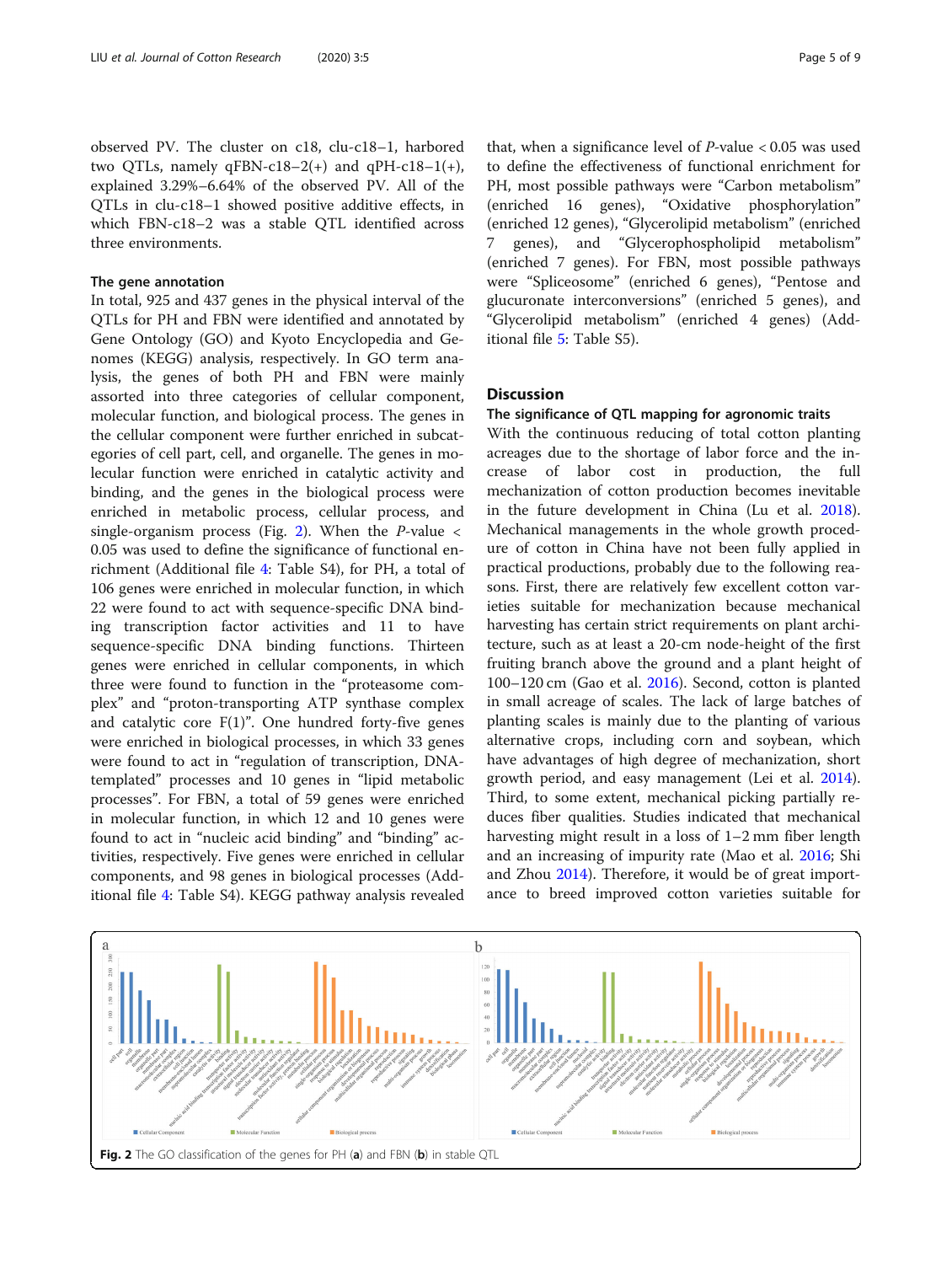observed PV. The cluster on c18, clu-c18–1, harbored two QTLs, namely qFBN-c18–2(+) and qPH-c18–1(+), explained 3.29%–6.64% of the observed PV. All of the QTLs in clu-c18–1 showed positive additive effects, in which FBN-c18–2 was a stable QTL identified across three environments.

### The gene annotation

In total, 925 and 437 genes in the physical interval of the QTLs for PH and FBN were identified and annotated by Gene Ontology (GO) and Kyoto Encyclopedia and Genomes (KEGG) analysis, respectively. In GO term analysis, the genes of both PH and FBN were mainly assorted into three categories of cellular component, molecular function, and biological process. The genes in the cellular component were further enriched in subcategories of cell part, cell, and organelle. The genes in molecular function were enriched in catalytic activity and binding, and the genes in the biological process were enriched in metabolic process, cellular process, and single-organism process (Fig. 2). When the *P*-value < 0.05 was used to define the significance of functional enrichment (Additional file 4: Table S4), for PH, a total of 106 genes were enriched in molecular function, in which 22 were found to act with sequence-specific DNA binding transcription factor activities and 11 to have sequence-specific DNA binding functions. Thirteen genes were enriched in cellular components, in which three were found to function in the "proteasome complex" and "proton-transporting ATP synthase complex and catalytic core F(1)". One hundred forty-five genes were enriched in biological processes, in which 33 genes were found to act in "regulation of transcription, DNA-templated" processes and 10 genes in "lipid metabolic processes". For FBN, a total of 59 genes were enriched in molecular function, in which 12 and 10 genes were found to act in "nucleic acid binding" and "binding" activities, respectively. Five genes were enriched in cellular components, and 98 genes in biological processes (Additional file 4: Table S4). KEGG pathway analysis revealed that, when a significance level of *P*-value < 0.05 was used to define the effectiveness of functional enrichment for PH, most possible pathways were "Carbon metabolism" (enriched 16 genes), "Oxidative phosphorylation" (enriched 12 genes), "Glycerolipid metabolism" (enriched 7 genes), and "Glycerophospholipid metabolism" (enriched 7 genes). For FBN, most possible pathways were "Spliceosome" (enriched 6 genes), "Pentose and glucuronate interconversions" (enriched 5 genes), and "Glycerolipid metabolism" (enriched 4 genes) (Additional file 5: Table S5).

## Discussion

### The significance of QTL mapping for agronomic traits

With the continuous reducing of total cotton planting acreages due to the shortage of labor force and the increase of labor cost in production, the full mechanization of cotton production becomes inevitable in the future development in China (Lu et al. 2018). Mechanical managements in the whole growth procedure of cotton in China have not been fully applied in practical productions, probably due to the following reasons. First, there are relatively few excellent cotton varieties suitable for mechanization because mechanical harvesting has certain strict requirements on plant architecture, such as at least a 20-cm node-height of the first fruiting branch above the ground and a plant height of 100–120 cm (Gao et al. 2016). Second, cotton is planted in small acreage of scales. The lack of large batches of planting scales is mainly due to the planting of various alternative crops, including corn and soybean, which have advantages of high degree of mechanization, short growth period, and easy management (Lei et al. 2014). Third, to some extent, mechanical picking partially reduces fiber qualities. Studies indicated that mechanical harvesting might result in a loss of 1–2 mm fiber length and an increasing of impurity rate (Mao et al. 2016; Shi and Zhou 2014). Therefore, it would be of great importance to breed improved cotton varieties suitable for

**Fig. 2** The GO classification of the genes for PH (**a**) and FBN (**b**) in stable QTL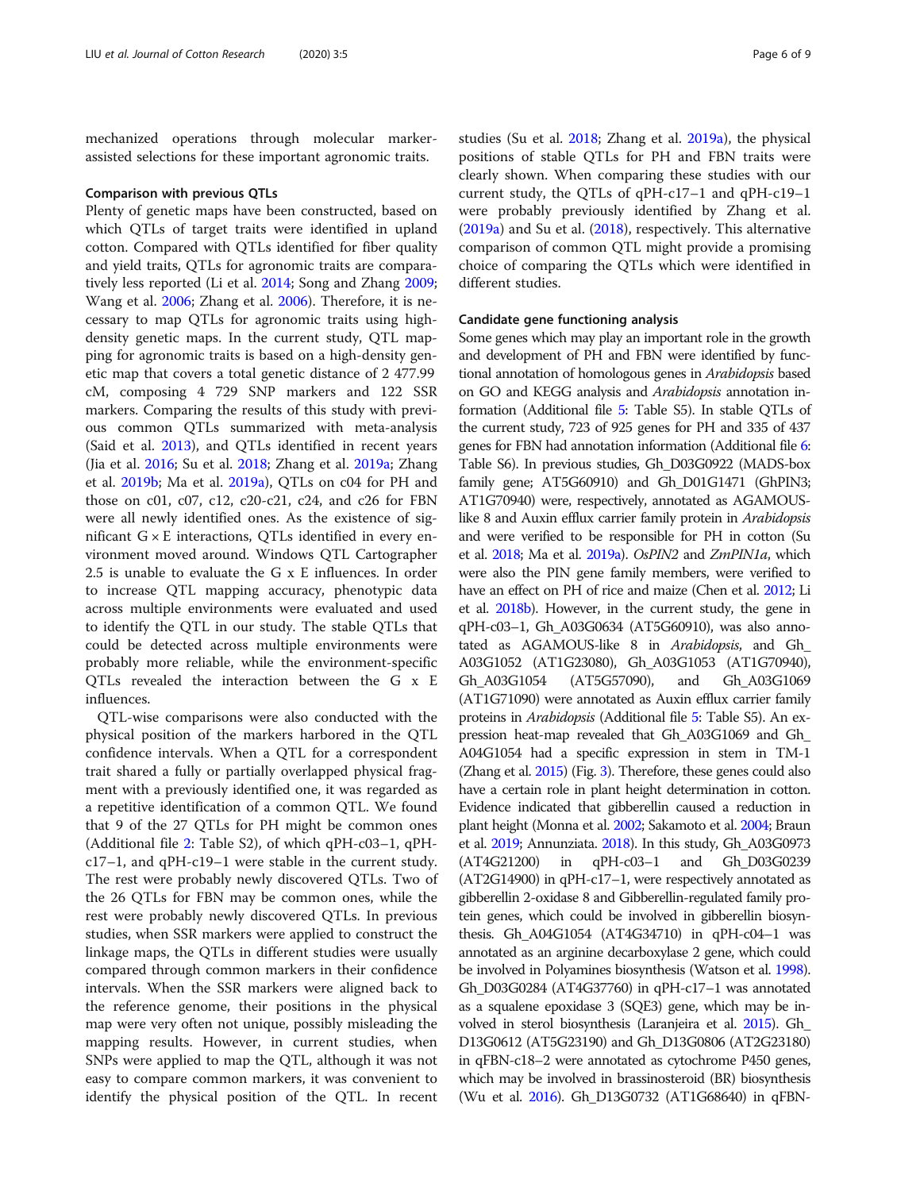mechanized operations through molecular marker-assisted selections for these important agronomic traits.

#### Comparison with previous QTLs

Plenty of genetic maps have been constructed, based on which QTLs of target traits were identified in upland cotton. Compared with QTLs identified for fiber quality and yield traits, QTLs for agronomic traits are comparatively less reported (Li et al. 2014; Song and Zhang 2009; Wang et al. 2006; Zhang et al. 2006). Therefore, it is necessary to map QTLs for agronomic traits using high-density genetic maps. In the current study, QTL mapping for agronomic traits is based on a high-density genetic map that covers a total genetic distance of 2 477.99 cM, composing 4 729 SNP markers and 122 SSR markers. Comparing the results of this study with previous common QTLs summarized with meta-analysis (Said et al. 2013), and QTLs identified in recent years (Jia et al. 2016; Su et al. 2018; Zhang et al. 2019a; Zhang et al. 2019b; Ma et al. 2019a), QTLs on c04 for PH and those on c01, c07, c12, c20-c21, c24, and c26 for FBN were all newly identified ones. As the existence of significant G × E interactions, QTLs identified in every environment moved around. Windows QTL Cartographer 2.5 is unable to evaluate the G x E influences. In order to increase QTL mapping accuracy, phenotypic data across multiple environments were evaluated and used to identify the QTL in our study. The stable QTLs that could be detected across multiple environments were probably more reliable, while the environment-specific QTLs revealed the interaction between the G x E influences.

QTL-wise comparisons were also conducted with the physical position of the markers harbored in the QTL confidence intervals. When a QTL for a correspondent trait shared a fully or partially overlapped physical fragment with a previously identified one, it was regarded as a repetitive identification of a common QTL. We found that 9 of the 27 QTLs for PH might be common ones (Additional file 2: Table S2), of which qPH-c03–1, qPH-c17–1, and qPH-c19–1 were stable in the current study. The rest were probably newly discovered QTLs. Two of the 26 QTLs for FBN may be common ones, while the rest were probably newly discovered QTLs. In previous studies, when SSR markers were applied to construct the linkage maps, the QTLs in different studies were usually compared through common markers in their confidence intervals. When the SSR markers were aligned back to the reference genome, their positions in the physical map were very often not unique, possibly misleading the mapping results. However, in current studies, when SNPs were applied to map the QTL, although it was not easy to compare common markers, it was convenient to identify the physical position of the QTL. In recent studies (Su et al. 2018; Zhang et al. 2019a), the physical positions of stable QTLs for PH and FBN traits were clearly shown. When comparing these studies with our current study, the QTLs of qPH-c17–1 and qPH-c19–1 were probably previously identified by Zhang et al. (2019a) and Su et al. (2018), respectively. This alternative comparison of common QTL might provide a promising choice of comparing the QTLs which were identified in different studies.

#### Candidate gene functioning analysis

Some genes which may play an important role in the growth and development of PH and FBN were identified by functional annotation of homologous genes in *Arabidopsis* based on GO and KEGG analysis and *Arabidopsis* annotation information (Additional file 5: Table S5). In stable QTLs of the current study, 723 of 925 genes for PH and 335 of 437 genes for FBN had annotation information (Additional file 6: Table S6). In previous studies, Gh_D03G0922 (MADS-box family gene; AT5G60910) and Gh_D01G1471 (GhPIN3; AT1G70940) were, respectively, annotated as AGAMOUS-like 8 and Auxin efflux carrier family protein in *Arabidopsis* and were verified to be responsible for PH in cotton (Su et al. 2018; Ma et al. 2019a). *OsPIN2* and *ZmPIN1a*, which were also the PIN gene family members, were verified to have an effect on PH of rice and maize (Chen et al. 2012; Li et al. 2018b). However, in the current study, the gene in qPH-c03–1, Gh_A03G0634 (AT5G60910), was also annotated as AGAMOUS-like 8 in *Arabidopsis*, and Gh_A03G1052 (AT1G23080), Gh_A03G1053 (AT1G70940), Gh_A03G1054 (AT5G57090), and Gh_A03G1069 (AT1G71090) were annotated as Auxin efflux carrier family proteins in *Arabidopsis* (Additional file 5: Table S5). An expression heat-map revealed that Gh_A03G1069 and Gh_A04G1054 had a specific expression in stem in TM-1 (Zhang et al. 2015) (Fig. 3). Therefore, these genes could also have a certain role in plant height determination in cotton. Evidence indicated that gibberellin caused a reduction in plant height (Monna et al. 2002; Sakamoto et al. 2004; Braun et al. 2019; Annunziata. 2018). In this study, Gh_A03G0973 (AT4G21200) in qPH-c03–1 and Gh_D03G0239 (AT2G14900) in qPH-c17–1, were respectively annotated as gibberellin 2-oxidase 8 and Gibberellin-regulated family protein genes, which could be involved in gibberellin biosynthesis. Gh_A04G1054 (AT4G34710) in qPH-c04–1 was annotated as an arginine decarboxylase 2 gene, which could be involved in Polyamines biosynthesis (Watson et al. 1998). Gh_D03G0284 (AT4G37760) in qPH-c17–1 was annotated as a squalene epoxidase 3 (SQE3) gene, which may be involved in sterol biosynthesis (Laranjeira et al. 2015). Gh_D13G0612 (AT5G23190) and Gh_D13G0806 (AT2G23180) in qFBN-c18–2 were annotated as cytochrome P450 genes, which may be involved in brassinosteroid (BR) biosynthesis (Wu et al. 2016). Gh_D13G0732 (AT1G68640) in qFBN-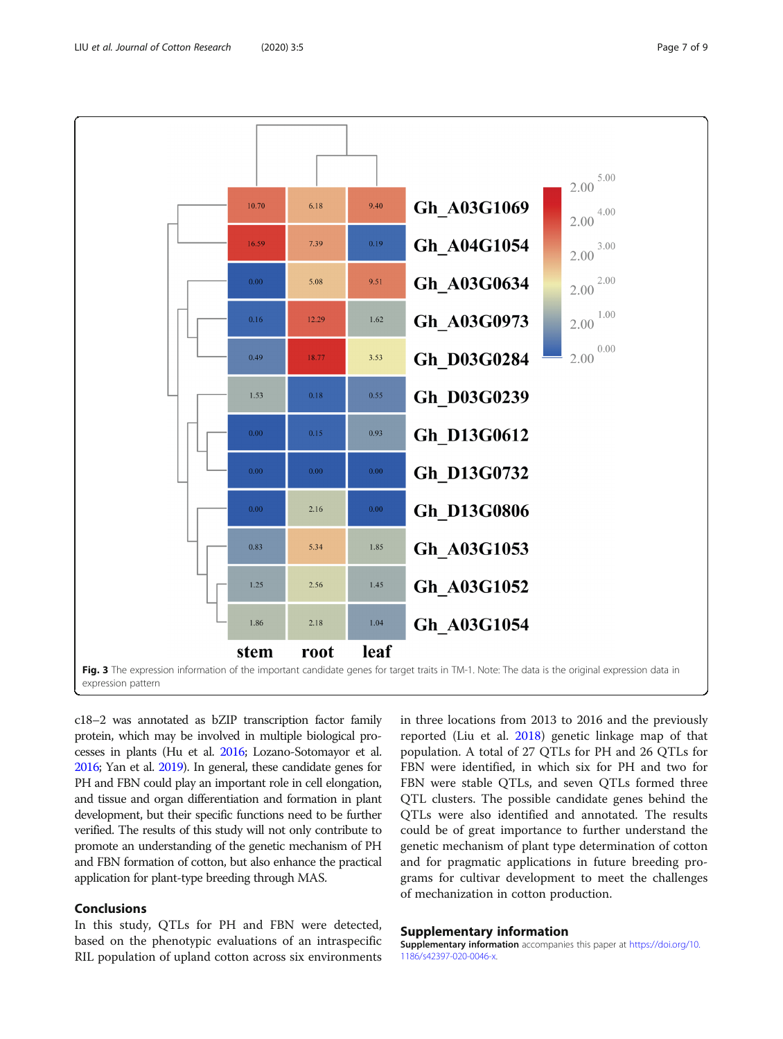| | stem | root | leaf |
|---|---|---|---|
| Gh_A03G1069 | 10.70 | 6.18 | 9.40 |
| Gh_A04G1054 | 16.59 | 7.39 | 0.19 |
| Gh_A03G0634 | 0.00 | 5.08 | 9.51 |
| Gh_A03G0973 | 0.16 | 12.29 | 1.62 |
| Gh_D03G0284 | 0.49 | 18.77 | 3.53 |
| Gh_D03G0239 | 1.53 | 0.18 | 0.55 |
| Gh_D13G0612 | 0.00 | 0.15 | 0.93 |
| Gh_D13G0732 | 0.00 | 0.00 | 0.00 |
| Gh_D13G0806 | 0.00 | 2.16 | 0.00 |
| Gh_A03G1053 | 0.83 | 5.34 | 1.85 |
| Gh_A03G1052 | 1.25 | 2.56 | 1.45 |
| Gh_A03G1054 | 1.86 | 2.18 | 1.04 |

**Fig. 3** The expression information of the important candidate genes for target traits in TM-1. Note: The data is the original expression data in expression pattern

c18–2 was annotated as bZIP transcription factor family protein, which may be involved in multiple biological processes in plants (Hu et al. 2016; Lozano-Sotomayor et al. 2016; Yan et al. 2019). In general, these candidate genes for PH and FBN could play an important role in cell elongation, and tissue and organ differentiation and formation in plant development, but their specific functions need to be further verified. The results of this study will not only contribute to promote an understanding of the genetic mechanism of PH and FBN formation of cotton, but also enhance the practical application for plant-type breeding through MAS.

## Conclusions

In this study, QTLs for PH and FBN were detected, based on the phenotypic evaluations of an intraspecific RIL population of upland cotton across six environments in three locations from 2013 to 2016 and the previously reported (Liu et al. 2018) genetic linkage map of that population. A total of 27 QTLs for PH and 26 QTLs for FBN were identified, in which six for PH and two for FBN were stable QTLs, and seven QTLs formed three QTL clusters. The possible candidate genes behind the QTLs were also identified and annotated. The results could be of great importance to further understand the genetic mechanism of plant type determination of cotton and for pragmatic applications in future breeding programs for cultivar development to meet the challenges of mechanization in cotton production.

## Supplementary information

**Supplementary information** accompanies this paper at https://doi.org/10.1186/s42397-020-0046-x.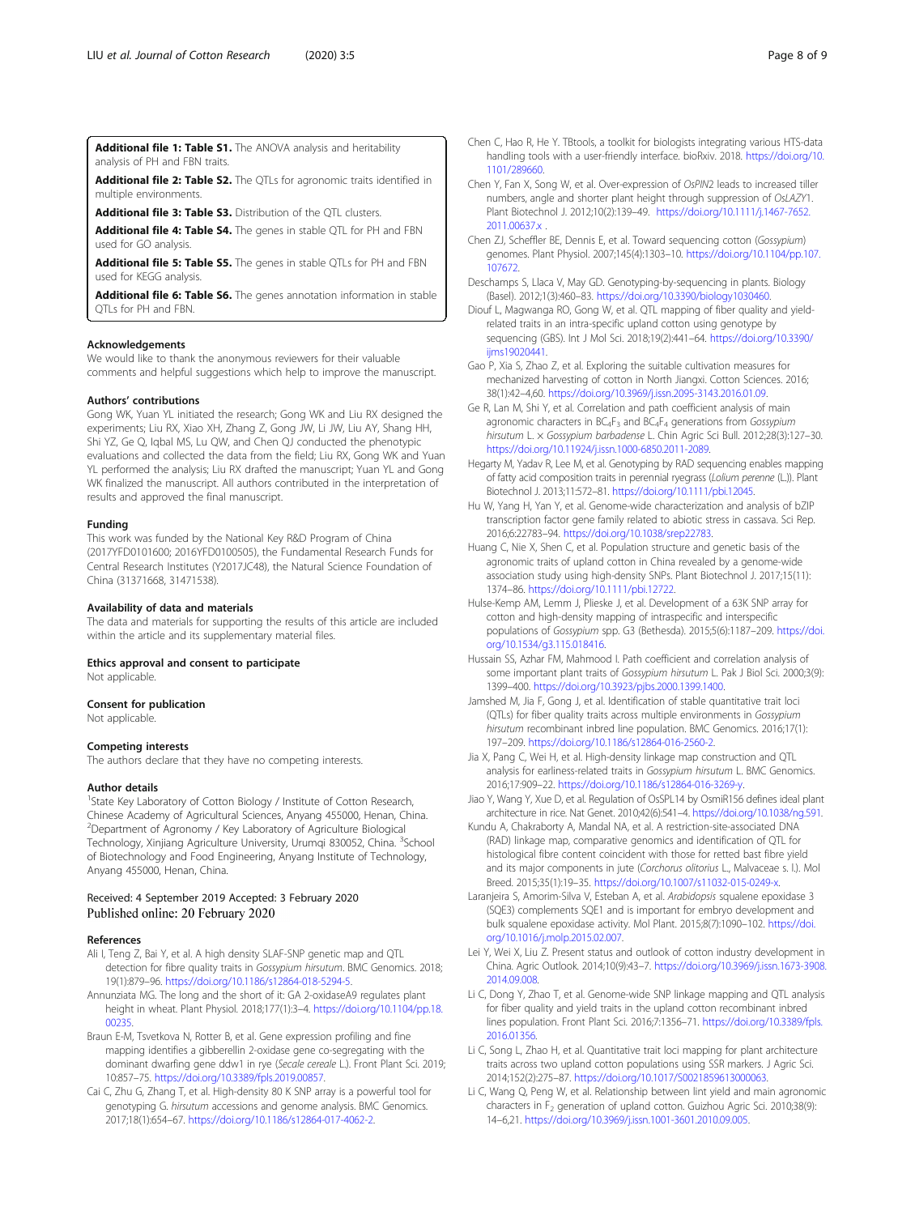**Additional file 1: Table S1.** The ANOVA analysis and heritability analysis of PH and FBN traits.

**Additional file 2: Table S2.** The QTLs for agronomic traits identified in multiple environments.

**Additional file 3: Table S3.** Distribution of the QTL clusters.

**Additional file 4: Table S4.** The genes in stable QTL for PH and FBN used for GO analysis.

**Additional file 5: Table S5.** The genes in stable QTLs for PH and FBN used for KEGG analysis.

**Additional file 6: Table S6.** The genes annotation information in stable QTLs for PH and FBN.

### Acknowledgements

We would like to thank the anonymous reviewers for their valuable comments and helpful suggestions which help to improve the manuscript.

### Authors' contributions

Gong WK, Yuan YL initiated the research; Gong WK and Liu RX designed the experiments; Liu RX, Xiao XH, Zhang Z, Gong JW, Li JW, Liu AY, Shang HH, Shi YZ, Ge Q, Iqbal MS, Lu QW, and Chen QJ conducted the phenotypic evaluations and collected the data from the field; Liu RX, Gong WK and Yuan YL performed the analysis; Liu RX drafted the manuscript; Yuan YL and Gong WK finalized the manuscript. All authors contributed in the interpretation of results and approved the final manuscript.

### Funding

This work was funded by the National Key R&D Program of China (2017YFD0101600; 2016YFD0100505), the Fundamental Research Funds for Central Research Institutes (Y2017JC48), the Natural Science Foundation of China (31371668, 31471538).

### Availability of data and materials

The data and materials for supporting the results of this article are included within the article and its supplementary material files.

### Ethics approval and consent to participate

Not applicable.

### Consent for publication

Not applicable.

### Competing interests

The authors declare that they have no competing interests.

### Author details

[1]State Key Laboratory of Cotton Biology / Institute of Cotton Research, Chinese Academy of Agricultural Sciences, Anyang 455000, Henan, China. [2]Department of Agronomy / Key Laboratory of Agriculture Biological Technology, Xinjiang Agriculture University, Urumqi 830052, China. [3]School of Biotechnology and Food Engineering, Anyang Institute of Technology, Anyang 455000, Henan, China.

Received: 4 September 2019 Accepted: 3 February 2020
Published online: 20 February 2020

### References

Ali I, Teng Z, Bai Y, et al. A high density SLAF-SNP genetic map and QTL detection for fibre quality traits in *Gossypium hirsutum*. BMC Genomics. 2018; 19(1):879–96. https://doi.org/10.1186/s12864-018-5294-5.

Annunziata MG. The long and the short of it: GA 2-oxidaseA9 regulates plant height in wheat. Plant Physiol. 2018;177(1):3–4. https://doi.org/10.1104/pp.18.00235.

Braun E-M, Tsvetkova N, Rotter B, et al. Gene expression profiling and fine mapping identifies a gibberellin 2-oxidase gene co-segregating with the dominant dwarfing gene ddw1 in rye (*Secale cereale* L.). Front Plant Sci. 2019; 10:857–75. https://doi.org/10.3389/fpls.2019.00857.

Cai C, Zhu G, Zhang T, et al. High-density 80 K SNP array is a powerful tool for genotyping G. *hirsutum* accessions and genome analysis. BMC Genomics. 2017;18(1):654–67. https://doi.org/10.1186/s12864-017-4062-2.

Chen C, Hao R, He Y. TBtools, a toolkit for biologists integrating various HTS-data handling tools with a user-friendly interface. bioRxiv. 2018. https://doi.org/10.1101/289660.

Chen Y, Fan X, Song W, et al. Over-expression of *OsPIN2* leads to increased tiller numbers, angle and shorter plant height through suppression of *OsLAZY*1. Plant Biotechnol J. 2012;10(2):139–49. https://doi.org/10.1111/j.1467-7652.2011.00637.x .

Chen ZJ, Scheffler BE, Dennis E, et al. Toward sequencing cotton (*Gossypium*) genomes. Plant Physiol. 2007;145(4):1303–10. https://doi.org/10.1104/pp.107.107672.

Deschamps S, Llaca V, May GD. Genotyping-by-sequencing in plants. Biology (Basel). 2012;1(3):460–83. https://doi.org/10.3390/biology1030460.

Diouf L, Magwanga RO, Gong W, et al. QTL mapping of fiber quality and yield-related traits in an intra-specific upland cotton using genotype by sequencing (GBS). Int J Mol Sci. 2018;19(2):441–64. https://doi.org/10.3390/ijms19020441.

Gao P, Xia S, Zhao Z, et al. Exploring the suitable cultivation measures for mechanized harvesting of cotton in North Jiangxi. Cotton Sciences. 2016; 38(1):42–4,60. https://doi.org/10.3969/j.issn.2095-3143.2016.01.09.

Ge R, Lan M, Shi Y, et al. Correlation and path coefficient analysis of main agronomic characters in $BC_4F_3$ and $BC_4F_4$ generations from *Gossypium hirsutum* L. × *Gossypium barbadense* L. Chin Agric Sci Bull. 2012;28(3):127–30. https://doi.org/10.11924/j.issn.1000-6850.2011-2089.

Hegarty M, Yadav R, Lee M, et al. Genotyping by RAD sequencing enables mapping of fatty acid composition traits in perennial ryegrass (*Lolium perenne* (L.)). Plant Biotechnol J. 2013;11:572–81. https://doi.org/10.1111/pbi.12045.

Hu W, Yang H, Yan Y, et al. Genome-wide characterization and analysis of bZIP transcription factor gene family related to abiotic stress in cassava. Sci Rep. 2016;6:22783–94. https://doi.org/10.1038/srep22783.

Huang C, Nie X, Shen C, et al. Population structure and genetic basis of the agronomic traits of upland cotton in China revealed by a genome-wide association study using high-density SNPs. Plant Biotechnol J. 2017;15(11): 1374–86. https://doi.org/10.1111/pbi.12722.

Hulse-Kemp AM, Lemm J, Plieske J, et al. Development of a 63K SNP array for cotton and high-density mapping of intraspecific and interspecific populations of *Gossypium* spp. G3 (Bethesda). 2015;5(6):1187–209. https://doi.org/10.1534/g3.115.018416.

Hussain SS, Azhar FM, Mahmood I. Path coefficient and correlation analysis of some important plant traits of *Gossypium hirsutum* L. Pak J Biol Sci. 2000;3(9): 1399–400. https://doi.org/10.3923/pjbs.2000.1399.1400.

Jamshed M, Jia F, Gong J, et al. Identification of stable quantitative trait loci (QTLs) for fiber quality traits across multiple environments in *Gossypium hirsutum* recombinant inbred line population. BMC Genomics. 2016;17(1): 197–209. https://doi.org/10.1186/s12864-016-2560-2.

Jia X, Pang C, Wei H, et al. High-density linkage map construction and QTL analysis for earliness-related traits in *Gossypium hirsutum* L. BMC Genomics. 2016;17:909–22. https://doi.org/10.1186/s12864-016-3269-y.

Jiao Y, Wang Y, Xue D, et al. Regulation of OsSPL14 by OsmiR156 defines ideal plant architecture in rice. Nat Genet. 2010;42(6):541–4. https://doi.org/10.1038/ng.591.

Kundu A, Chakraborty A, Mandal NA, et al. A restriction-site-associated DNA (RAD) linkage map, comparative genomics and identification of QTL for histological fibre content coincident with those for retted bast fibre yield and its major components in jute (*Corchorus olitorius* L., Malvaceae s. l.). Mol Breed. 2015;35(1):19–35. https://doi.org/10.1007/s11032-015-0249-x.

Laranjeira S, Amorim-Silva V, Esteban A, et al. *Arabidopsis* squalene epoxidase 3 (SQE3) complements SQE1 and is important for embryo development and bulk squalene epoxidase activity. Mol Plant. 2015;8(7):1090–102. https://doi.org/10.1016/j.molp.2015.02.007.

Lei Y, Wei X, Liu Z. Present status and outlook of cotton industry development in China. Agric Outlook. 2014;10(9):43–7. https://doi.org/10.3969/j.issn.1673-3908.2014.09.008.

Li C, Dong Y, Zhao T, et al. Genome-wide SNP linkage mapping and QTL analysis for fiber quality and yield traits in the upland cotton recombinant inbred lines population. Front Plant Sci. 2016;7:1356–71. https://doi.org/10.3389/fpls.2016.01356.

Li C, Song L, Zhao H, et al. Quantitative trait loci mapping for plant architecture traits across two upland cotton populations using SSR markers. J Agric Sci. 2014;152(2):275–87. https://doi.org/10.1017/S0021859613000063.

Li C, Wang Q, Peng W, et al. Relationship between lint yield and main agronomic characters in $F_2$ generation of upland cotton. Guizhou Agric Sci. 2010;38(9): 14–6,21. https://doi.org/10.3969/j.issn.1001-3601.2010.09.005.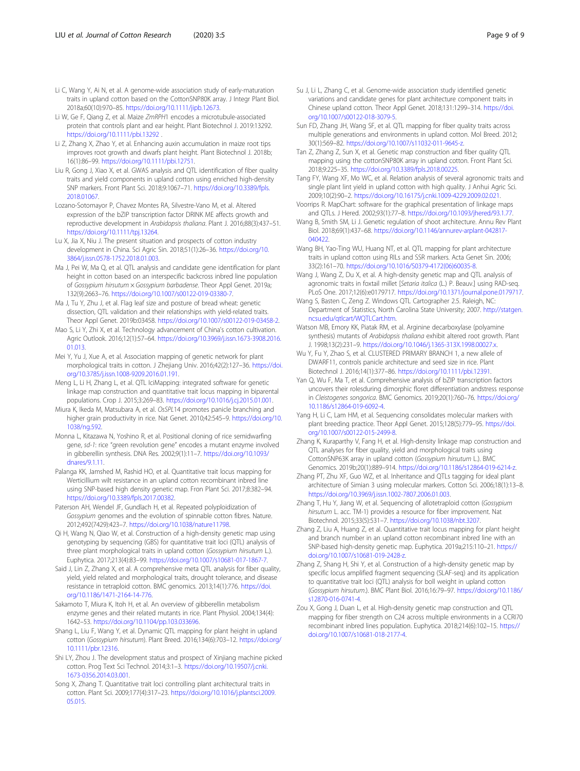Li C, Wang Y, Ai N, et al. A genome-wide association study of early-maturation traits in upland cotton based on the CottonSNP80K array. J Integr Plant Biol. 2018a;60(10):970–85. https://doi.org/10.1111/jipb.12673.

Li W, Ge F, Qiang Z, et al. Maize *ZmRPH1* encodes a microtubule-associated protein that controls plant and ear height. Plant Biotechnol J. 2019:13292. https://doi.org/10.1111/pbi.13292 .

Li Z, Zhang X, Zhao Y, et al. Enhancing auxin accumulation in maize root tips improves root growth and dwarfs plant height. Plant Biotechnol J. 2018b; 16(1):86–99. https://doi.org/10.1111/pbi.12751.

Liu R, Gong J, Xiao X, et al. GWAS analysis and QTL identification of fiber quality traits and yield components in upland cotton using enriched high-density SNP markers. Front Plant Sci. 2018;9:1067–71. https://doi.org/10.3389/fpls.2018.01067.

Lozano-Sotomayor P, Chavez Montes RA, Silvestre-Vano M, et al. Altered expression of the bZIP transcription factor DRINK ME affects growth and reproductive development in *Arabidopsis thaliana*. Plant J. 2016;88(3):437–51. https://doi.org/10.1111/tpj.13264.

Lu X, Jia X, Niu J. The present situation and prospects of cotton industry development in China. Sci Agric Sin. 2018;51(1):26–36. https://doi.org/10.3864/j.issn.0578-1752.2018.01.003.

Ma J, Pei W, Ma Q, et al. QTL analysis and candidate gene identification for plant height in cotton based on an interspecific backcross inbred line population of *Gossypium hirsutum* × *Gossypium barbadense*. Theor Appl Genet. 2019a; 132(9):2663–76. https://doi.org/10.1007/s00122-019-03380-7.

Ma J, Tu Y, Zhu J, et al. Flag leaf size and posture of bread wheat: genetic dissection, QTL validation and their relationships with yield-related traits. Theor Appl Genet. 2019b:03458. https://doi.org/10.1007/s00122-019-03458-2.

Mao S, Li Y, Zhi X, et al. Technology advancement of China's cotton cultivation. Agric Outlook. 2016;12(1):57–64. https://doi.org/10.3969/j.issn.1673-3908.2016.01.013.

Mei Y, Yu J, Xue A, et al. Association mapping of genetic network for plant morphological traits in cotton. J Zhejiang Univ. 2016;42(2):127–36. https://doi.org/10.3785/j.issn.1008-9209.2016.01.191.

Meng L, Li H, Zhang L, et al. QTL IciMapping: integrated software for genetic linkage map construction and quantitative trait locus mapping in biparental populations. Crop J. 2015;3:269–83. https://doi.org/10.1016/j.cj.2015.01.001.

Miura K, Ikeda M, Matsubara A, et al. *OsSPL14* promotes panicle branching and higher grain productivity in rice. Nat Genet. 2010;42:545–9. https://doi.org/10.1038/ng.592.

Monna L, Kitazawa N, Yoshino R, et al. Positional cloning of rice semidwarfing gene, *sd-1*: rice "green revolution gene" encodes a mutant enzyme involved in gibberellin synthesis. DNA Res. 2002;9(1):11–7. https://doi.org/10.1093/dnares/9.1.11.

Palanga KK, Jamshed M, Rashid HO, et al. Quantitative trait locus mapping for Verticillium wilt resistance in an upland cotton recombinant inbred line using SNP-based high density genetic map. Fron Plant Sci. 2017;8:382–94. https://doi.org/10.3389/fpls.2017.00382.

Paterson AH, Wendel JF, Gundlach H, et al. Repeated polyploidization of *Gossypium* genomes and the evolution of spinnable cotton fibres. Nature. 2012;492(7429):423–7. https://doi.org/10.1038/nature11798.

Qi H, Wang N, Qiao W, et al. Construction of a high-density genetic map using genotyping by sequencing (GBS) for quantitative trait loci (QTL) analysis of three plant morphological traits in upland cotton (*Gossypium hirsutum* L.). Euphytica. 2017;213(4):83–99. https://doi.org/10.1007/s10681-017-1867-7.

Said J, Lin Z, Zhang X, et al. A comprehensive meta QTL analysis for fiber quality, yield, yield related and morphological traits, drought tolerance, and disease resistance in tetraploid cotton. BMC genomics. 2013;14(1):776. https://doi.org/10.1186/1471-2164-14-776.

Sakamoto T, Miura K, Itoh H, et al. An overview of gibberellin metabolism enzyme genes and their related mutants in rice. Plant Physiol. 2004;134(4): 1642–53. https://doi.org/10.1104/pp.103.033696.

Shang L, Liu F, Wang Y, et al. Dynamic QTL mapping for plant height in upland cotton (*Gossypium hirsutum*). Plant Breed. 2016;134(6):703–12. https://doi.org/10.1111/pbr.12316.

Shi LY, Zhou J. The development status and prospect of Xinjiang machine picked cotton. Prog Text Sci Technol. 2014;3:1–3. https://doi.org/10.19507/j.cnki.1673-0356.2014.03.001.

Song X, Zhang T. Quantitative trait loci controlling plant architectural traits in cotton. Plant Sci. 2009;177(4):317–23. https://doi.org/10.1016/j.plantsci.2009.05.015.

Su J, Li L, Zhang C, et al. Genome-wide association study identified genetic variations and candidate genes for plant architecture component traits in Chinese upland cotton. Theor Appl Genet. 2018;131:1299–314. https://doi.org/10.1007/s00122-018-3079-5.

Sun FD, Zhang JH, Wang SF, et al. QTL mapping for fiber quality traits across multiple generations and environments in upland cotton. Mol Breed. 2012; 30(1):569–82. https://doi.org/10.1007/s11032-011-9645-z.

Tan Z, Zhang Z, Sun X, et al. Genetic map construction and fiber quality QTL mapping using the cottonSNP80K array in upland cotton. Front Plant Sci. 2018;9:225–35. https://doi.org/10.3389/fpls.2018.00225.

Tang FY, Wang XF, Mo WC, et al. Relation analysis of several agronomic traits and single plant lint yield in upland cotton with high quality. J Anhui Agric Sci. 2009;10(2):90–2. https://doi.org/10.16175/j.cnki.1009-4229.2009.02.021.

Voorrips R. MapChart: software for the graphical presentation of linkage maps and QTLs. J Hered. 2002;93(1):77–8. https://doi.org/10.1093/jhered/93.1.77.

Wang B, Smith SM, Li J. Genetic regulation of shoot architecture. Annu Rev Plant Biol. 2018;69(1):437–68. https://doi.org/10.1146/annurev-arplant-042817-040422.

Wang BH, Yao-Ting WU, Huang NT, et al. QTL mapping for plant architecture traits in upland cotton using RILs and SSR markers. Acta Genet Sin. 2006; 33(2):161–70. https://doi.org/10.1016/S0379-4172(06)60035-8.

Wang J, Wang Z, Du X, et al. A high-density genetic map and QTL analysis of agronomic traits in foxtail millet [*Setaria italica* (L.) P. Beauv.] using RAD-seq. PLoS One. 2017;12(6):e0179717. https://doi.org/10.1371/journal.pone.0179717.

Wang S, Basten C, Zeng Z. Windows QTL Cartographer 2.5. Raleigh, NC: Department of Statistics, North Carolina State University; 2007. http://statgen.ncsu.edu/qtlcart/WQTLCart.htm.

Watson MB, Emory KK, Piatak RM, et al. Arginine decarboxylase (polyamine synthesis) mutants of *Arabidopsis thaliana* exhibit altered root growth. Plant J. 1998;13(2):231–9. https://doi.org/10.1046/j.1365-313X.1998.00027.x.

Wu Y, Fu Y, Zhao S, et al. CLUSTERED PRIMARY BRANCH 1, a new allele of DWARF11, controls panicle architecture and seed size in rice. Plant Biotechnol J. 2016;14(1):377–86. https://doi.org/10.1111/pbi.12391.

Yan Q, Wu F, Ma T, et al. Comprehensive analysis of bZIP transcription factors uncovers their rolesduring dimorphic floret differentiation andstress response in *Cleistogenes songorica*. BMC Genomics. 2019;20(1):760–76. https://doi.org/10.1186/s12864-019-6092-4.

Yang H, Li C, Lam HM, et al. Sequencing consolidates molecular markers with plant breeding practice. Theor Appl Genet. 2015;128(5):779–95. https://doi.org/10.1007/s00122-015-2499-8.

Zhang K, Kuraparthy V, Fang H, et al. High-density linkage map construction and QTL analyses for fiber quality, yield and morphological traits using CottonSNP63K array in upland cotton (*Gossypium hirsutum* L.). BMC Genomics. 2019b;20(1):889–914. https://doi.org/10.1186/s12864-019-6214-z.

Zhang PT, Zhu XF, Guo WZ, et al. Inheritance and QTLs tagging for ideal plant architecture of Simian 3 using molecular markers. Cotton Sci. 2006;18(1):13–8. https://doi.org/10.3969/j.issn.1002-7807.2006.01.003.

Zhang T, Hu Y, Jiang W, et al. Sequencing of allotetraploid cotton (*Gossypium hirsutum* L. acc. TM-1) provides a resource for fiber improvement. Nat Biotechnol. 2015;33(5):531–7. https://doi.org/10.1038/nbt.3207.

Zhang Z, Liu A, Huang Z, et al. Quantitative trait locus mapping for plant height and branch number in an upland cotton recombinant inbred line with an SNP-based high-density genetic map. Euphytica. 2019a;215:110–21. https://doi.org/10.1007/s10681-019-2428-z.

Zhang Z, Shang H, Shi Y, et al. Construction of a high-density genetic map by specific locus amplified fragment sequencing (SLAF-seq) and its application to quantitative trait loci (QTL) analysis for boll weight in upland cotton (*Gossypium hirsutum*.). BMC Plant Biol. 2016;16:79–97. https://doi.org/10.1186/s12870-016-0741-4.

Zou X, Gong J, Duan L, et al. High-density genetic map construction and QTL mapping for fiber strength on C24 across multiple environments in a CCRI70 recombinant inbred lines population. Euphytica. 2018;214(6):102–15. https://doi.org/10.1007/s10681-018-2177-4.